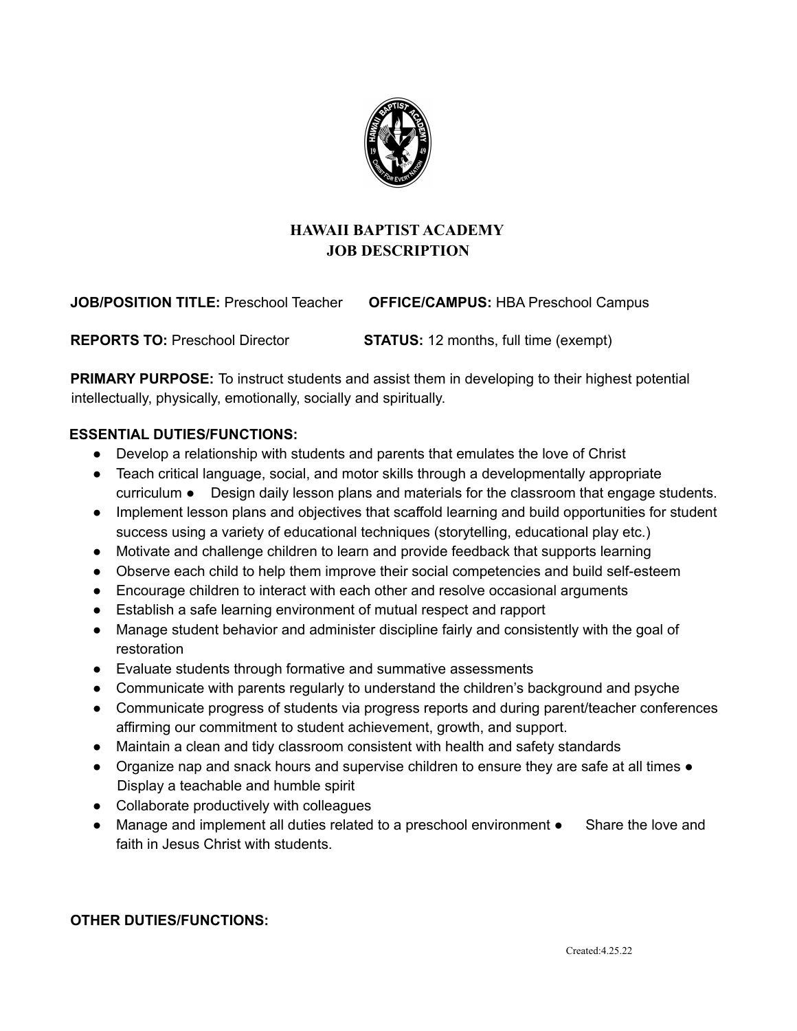# HAWAII BAPTIST ACADEMY
## JOB DESCRIPTION

**JOB/POSITION TITLE:** Preschool Teacher **OFFICE/CAMPUS:** HBA Preschool Campus

**REPORTS TO:** Preschool Director **STATUS:** 12 months, full time (exempt)

**PRIMARY PURPOSE:** To instruct students and assist them in developing to their highest potential intellectually, physically, emotionally, socially and spiritually.

**ESSENTIAL DUTIES/FUNCTIONS:**

- Develop a relationship with students and parents that emulates the love of Christ
- Teach critical language, social, and motor skills through a developmentally appropriate curriculum
- Design daily lesson plans and materials for the classroom that engage students.
- Implement lesson plans and objectives that scaffold learning and build opportunities for student success using a variety of educational techniques (storytelling, educational play etc.)
- Motivate and challenge children to learn and provide feedback that supports learning
- Observe each child to help them improve their social competencies and build self-esteem
- Encourage children to interact with each other and resolve occasional arguments
- Establish a safe learning environment of mutual respect and rapport
- Manage student behavior and administer discipline fairly and consistently with the goal of restoration
- Evaluate students through formative and summative assessments
- Communicate with parents regularly to understand the children's background and psyche
- Communicate progress of students via progress reports and during parent/teacher conferences affirming our commitment to student achievement, growth, and support.
- Maintain a clean and tidy classroom consistent with health and safety standards
- Organize nap and snack hours and supervise children to ensure they are safe at all times
- Display a teachable and humble spirit
- Collaborate productively with colleagues
- Manage and implement all duties related to a preschool environment
- Share the love and faith in Jesus Christ with students.

**OTHER DUTIES/FUNCTIONS:**

Created:4.25.22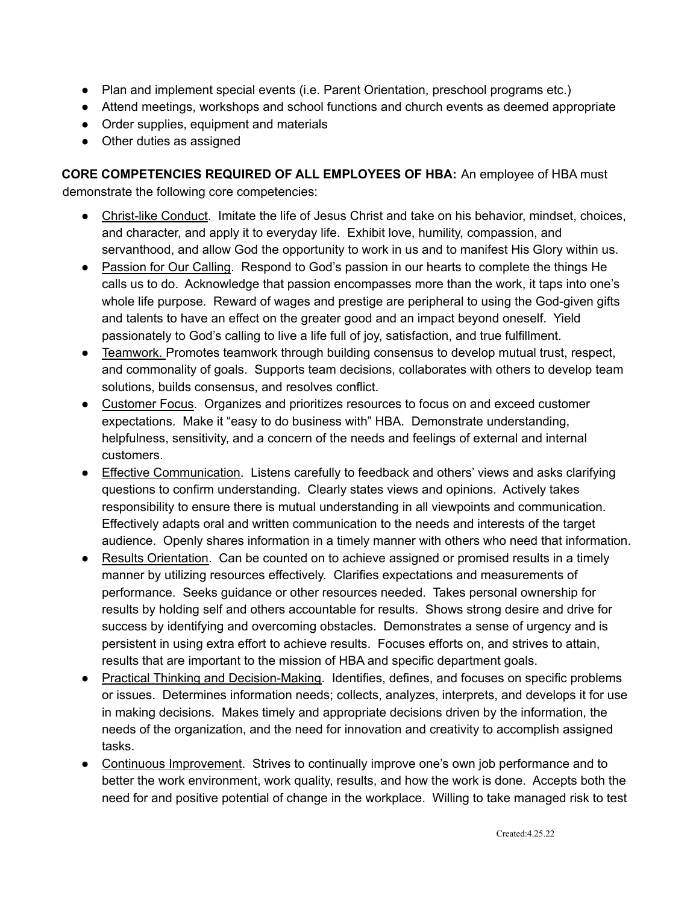- Plan and implement special events (i.e. Parent Orientation, preschool programs etc.)
- Attend meetings, workshops and school functions and church events as deemed appropriate
- Order supplies, equipment and materials
- Other duties as assigned

**CORE COMPETENCIES REQUIRED OF ALL EMPLOYEES OF HBA:** An employee of HBA must demonstrate the following core competencies:

- <u>Christ-like Conduct</u>. Imitate the life of Jesus Christ and take on his behavior, mindset, choices, and character, and apply it to everyday life. Exhibit love, humility, compassion, and servanthood, and allow God the opportunity to work in us and to manifest His Glory within us.
- <u>Passion for Our Calling</u>. Respond to God's passion in our hearts to complete the things He calls us to do. Acknowledge that passion encompasses more than the work, it taps into one's whole life purpose. Reward of wages and prestige are peripheral to using the God-given gifts and talents to have an effect on the greater good and an impact beyond oneself. Yield passionately to God's calling to live a life full of joy, satisfaction, and true fulfillment.
- <u>Teamwork.</u> Promotes teamwork through building consensus to develop mutual trust, respect, and commonality of goals. Supports team decisions, collaborates with others to develop team solutions, builds consensus, and resolves conflict.
- <u>Customer Focus</u>. Organizes and prioritizes resources to focus on and exceed customer expectations. Make it "easy to do business with" HBA. Demonstrate understanding, helpfulness, sensitivity, and a concern of the needs and feelings of external and internal customers.
- <u>Effective Communication</u>. Listens carefully to feedback and others' views and asks clarifying questions to confirm understanding. Clearly states views and opinions. Actively takes responsibility to ensure there is mutual understanding in all viewpoints and communication. Effectively adapts oral and written communication to the needs and interests of the target audience. Openly shares information in a timely manner with others who need that information.
- <u>Results Orientation</u>. Can be counted on to achieve assigned or promised results in a timely manner by utilizing resources effectively. Clarifies expectations and measurements of performance. Seeks guidance or other resources needed. Takes personal ownership for results by holding self and others accountable for results. Shows strong desire and drive for success by identifying and overcoming obstacles. Demonstrates a sense of urgency and is persistent in using extra effort to achieve results. Focuses efforts on, and strives to attain, results that are important to the mission of HBA and specific department goals.
- <u>Practical Thinking and Decision-Making</u>. Identifies, defines, and focuses on specific problems or issues. Determines information needs; collects, analyzes, interprets, and develops it for use in making decisions. Makes timely and appropriate decisions driven by the information, the needs of the organization, and the need for innovation and creativity to accomplish assigned tasks.
- <u>Continuous Improvement</u>. Strives to continually improve one's own job performance and to better the work environment, work quality, results, and how the work is done. Accepts both the need for and positive potential of change in the workplace. Willing to take managed risk to test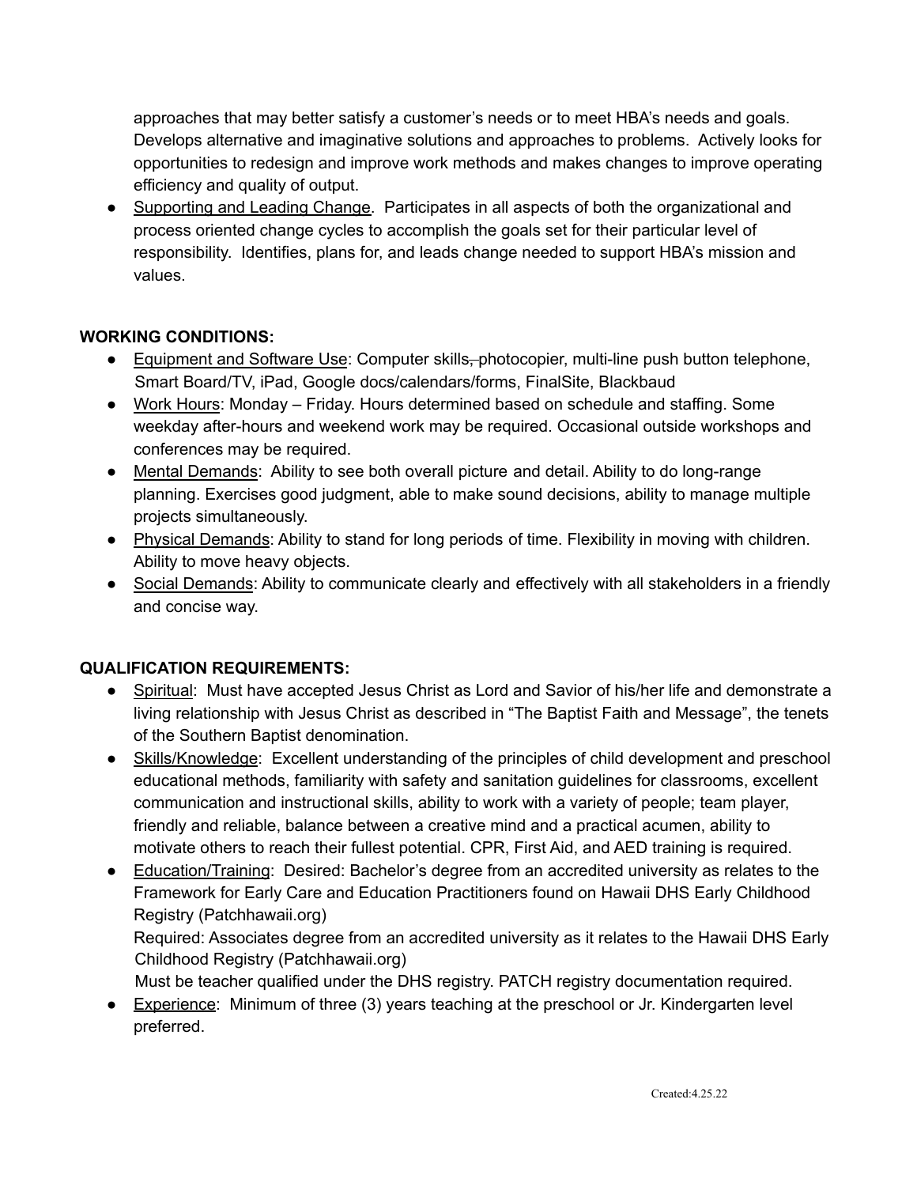approaches that may better satisfy a customer's needs or to meet HBA's needs and goals. Develops alternative and imaginative solutions and approaches to problems. Actively looks for opportunities to redesign and improve work methods and makes changes to improve operating efficiency and quality of output.

- Supporting and Leading Change. Participates in all aspects of both the organizational and process oriented change cycles to accomplish the goals set for their particular level of responsibility. Identifies, plans for, and leads change needed to support HBA's mission and values.

**WORKING CONDITIONS:**

- Equipment and Software Use: Computer skills, ~~,~~ photocopier, multi-line push button telephone, Smart Board/TV, iPad, Google docs/calendars/forms, FinalSite, Blackbaud
- Work Hours: Monday – Friday. Hours determined based on schedule and staffing. Some weekday after-hours and weekend work may be required. Occasional outside workshops and conferences may be required.
- Mental Demands: Ability to see both overall picture and detail. Ability to do long-range planning. Exercises good judgment, able to make sound decisions, ability to manage multiple projects simultaneously.
- Physical Demands: Ability to stand for long periods of time. Flexibility in moving with children. Ability to move heavy objects.
- Social Demands: Ability to communicate clearly and effectively with all stakeholders in a friendly and concise way.

**QUALIFICATION REQUIREMENTS:**

- Spiritual: Must have accepted Jesus Christ as Lord and Savior of his/her life and demonstrate a living relationship with Jesus Christ as described in "The Baptist Faith and Message", the tenets of the Southern Baptist denomination.
- Skills/Knowledge: Excellent understanding of the principles of child development and preschool educational methods, familiarity with safety and sanitation guidelines for classrooms, excellent communication and instructional skills, ability to work with a variety of people; team player, friendly and reliable, balance between a creative mind and a practical acumen, ability to motivate others to reach their fullest potential. CPR, First Aid, and AED training is required.
- Education/Training: Desired: Bachelor's degree from an accredited university as relates to the Framework for Early Care and Education Practitioners found on Hawaii DHS Early Childhood Registry (Patchhawaii.org)
  Required: Associates degree from an accredited university as it relates to the Hawaii DHS Early Childhood Registry (Patchhawaii.org)
  Must be teacher qualified under the DHS registry. PATCH registry documentation required.
- Experience: Minimum of three (3) years teaching at the preschool or Jr. Kindergarten level preferred.

Created:4.25.22